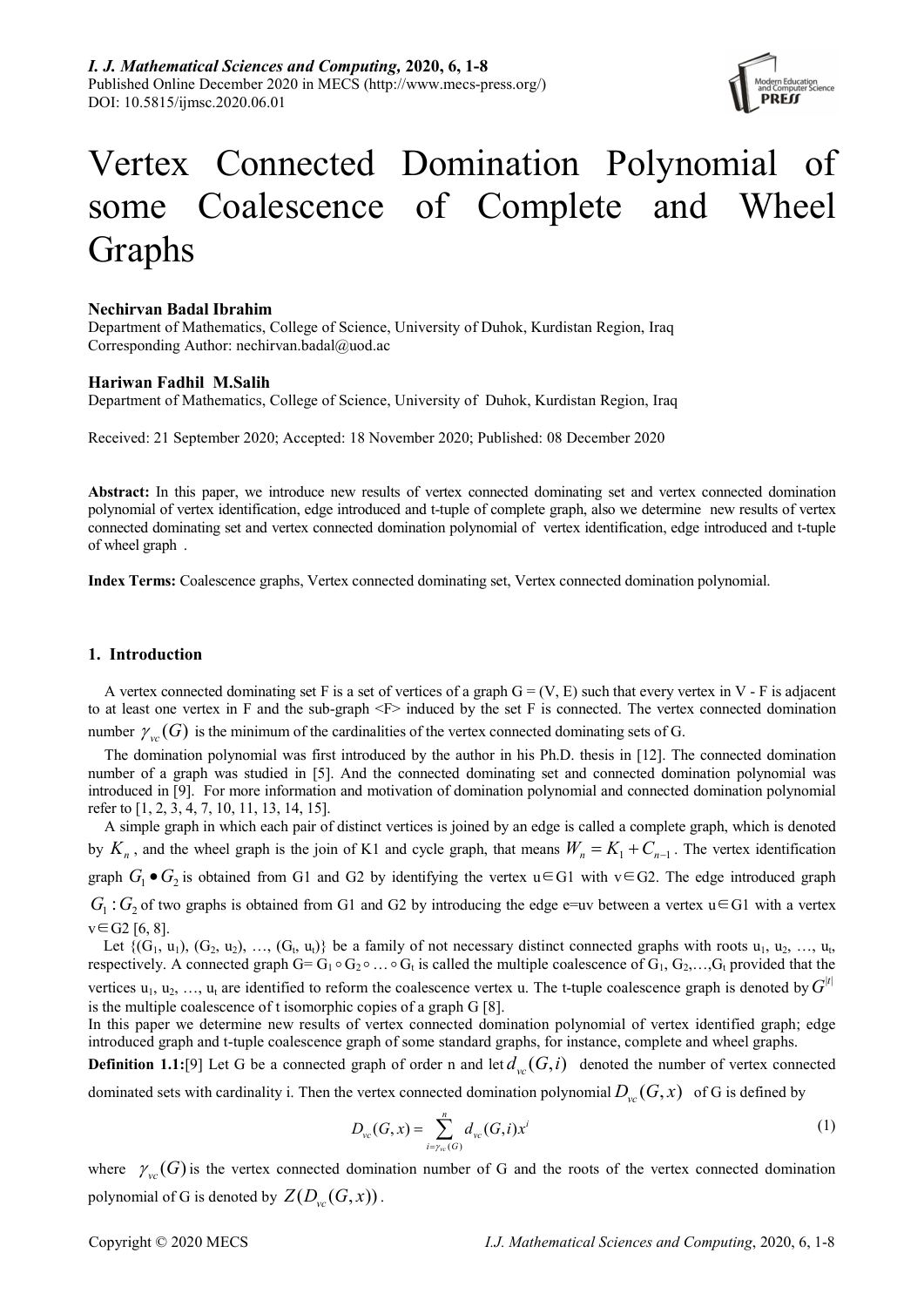# Vertex Connected Domination Polynomial of some Coalescence of Complete and Wheel Graphs

**Nechirvan Badal Ibrahim**

Department of Mathematics, College of Science, University of Duhok, Kurdistan Region, Iraq
Corresponding Author: nechirvan.badal@uod.ac

**Hariwan Fadhil M.Salih**

Department of Mathematics, College of Science, University of Duhok, Kurdistan Region, Iraq

Received: 21 September 2020; Accepted: 18 November 2020; Published: 08 December 2020

**Abstract:** In this paper, we introduce new results of vertex connected dominating set and vertex connected domination polynomial of vertex identification, edge introduced and t-tuple of complete graph, also we determine new results of vertex connected dominating set and vertex connected domination polynomial of vertex identification, edge introduced and t-tuple of wheel graph .

**Index Terms:** Coalescence graphs, Vertex connected dominating set, Vertex connected domination polynomial.

## 1. Introduction

A vertex connected dominating set F is a set of vertices of a graph G = (V, E) such that every vertex in V - F is adjacent to at least one vertex in F and the sub-graph <F> induced by the set F is connected. The vertex connected domination number $\gamma_{vc}(G)$ is the minimum of the cardinalities of the vertex connected dominating sets of G.

The domination polynomial was first introduced by the author in his Ph.D. thesis in [12]. The connected domination number of a graph was studied in [5]. And the connected dominating set and connected domination polynomial was introduced in [9]. For more information and motivation of domination polynomial and connected domination polynomial refer to [1, 2, 3, 4, 7, 10, 11, 13, 14, 15].

A simple graph in which each pair of distinct vertices is joined by an edge is called a complete graph, which is denoted by $K_n$, and the wheel graph is the join of K1 and cycle graph, that means $W_n = K_1 + C_{n-1}$. The vertex identification graph $G_1 \bullet G_2$ is obtained from G1 and G2 by identifying the vertex u∈G1 with v∈G2. The edge introduced graph $G_1 : G_2$ of two graphs is obtained from G1 and G2 by introducing the edge e=uv between a vertex u∈G1 with a vertex v∈G2 [6, 8].

Let {($G_1$, $u_1$), ($G_2$, $u_2$), …, ($G_t$, $u_t$)} be a family of not necessary distinct connected graphs with roots $u_1$, $u_2$, …, $u_t$, respectively. A connected graph G= $G_1 \circ G_2 \circ \ldots \circ G_t$ is called the multiple coalescence of $G_1$, $G_2$,…,$G_t$ provided that the vertices $u_1$, $u_2$, …, $u_t$ are identified to reform the coalescence vertex u. The t-tuple coalescence graph is denoted by $G^{|t|}$ is the multiple coalescence of t isomorphic copies of a graph G [8].

In this paper we determine new results of vertex connected domination polynomial of vertex identified graph; edge introduced graph and t-tuple coalescence graph of some standard graphs, for instance, complete and wheel graphs.

**Definition 1.1:**[9] Let G be a connected graph of order n and let $d_{vc}(G,i)$ denoted the number of vertex connected dominated sets with cardinality i. Then the vertex connected domination polynomial $D_{vc}(G,x)$ of G is defined by

$$D_{vc}(G,x) = \sum_{i=\gamma_{vc}(G)}^{n} d_{vc}(G,i)x^i \tag{1}$$

where $\gamma_{vc}(G)$ is the vertex connected domination number of G and the roots of the vertex connected domination polynomial of G is denoted by $Z(D_{vc}(G,x))$.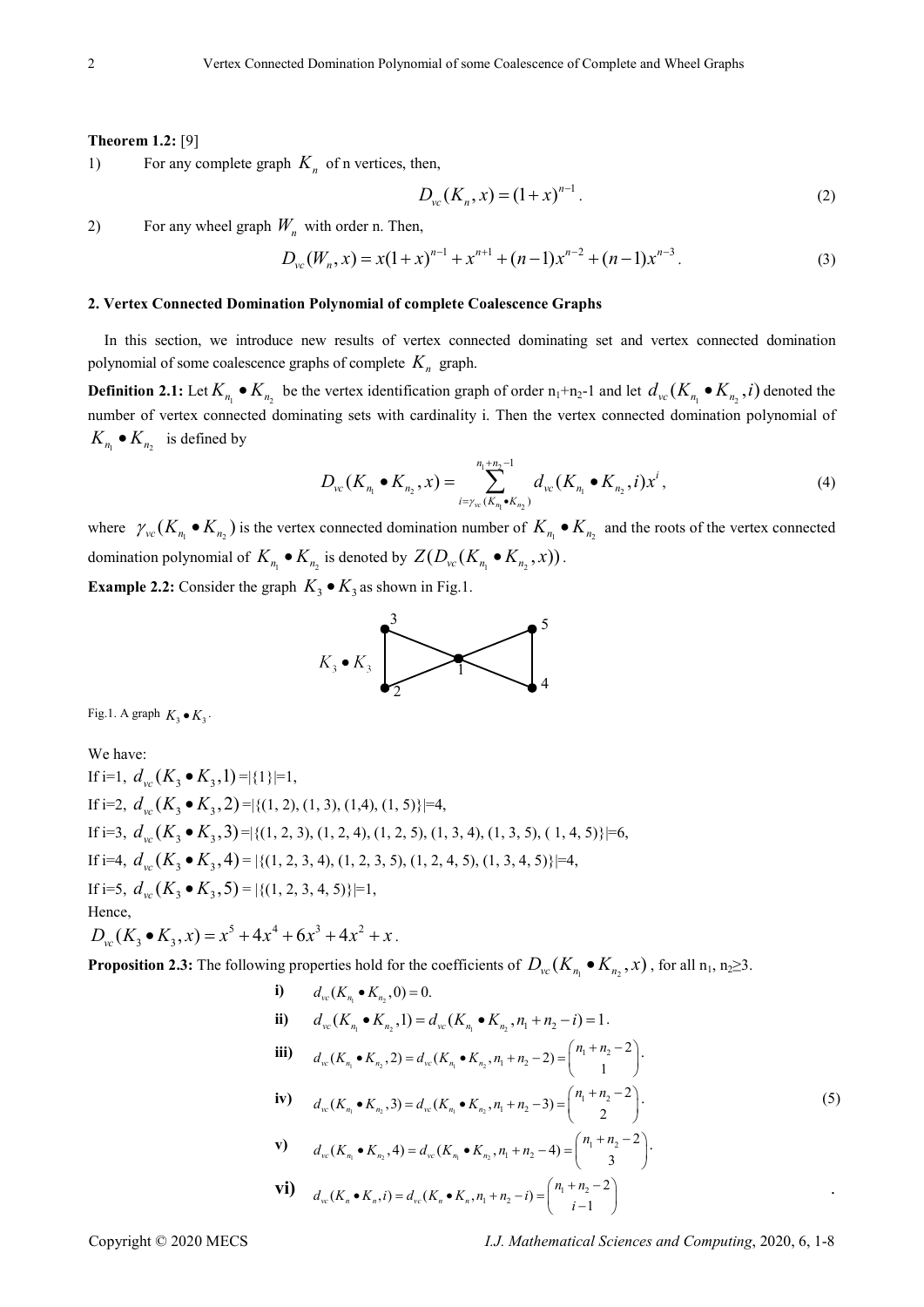**Theorem 1.2:** [9]

1) For any complete graph $K_n$ of n vertices, then,

$$D_{vc}(K_n, x) = (1+x)^{n-1}. \tag{2}$$

2) For any wheel graph $W_n$ with order n. Then,

$$D_{vc}(W_n, x) = x(1+x)^{n-1} + x^{n+1} + (n-1)x^{n-2} + (n-1)x^{n-3}. \tag{3}$$

## 2. Vertex Connected Domination Polynomial of complete Coalescence Graphs

In this section, we introduce new results of vertex connected dominating set and vertex connected domination polynomial of some coalescence graphs of complete $K_n$ graph.

**Definition 2.1:** Let $K_{n_1} \bullet K_{n_2}$ be the vertex identification graph of order $n_1+n_2-1$ and let $d_{vc}(K_{n_1} \bullet K_{n_2}, i)$ denoted the number of vertex connected dominating sets with cardinality i. Then the vertex connected domination polynomial of $K_{n_1} \bullet K_{n_2}$ is defined by

$$D_{vc}(K_{n_1} \bullet K_{n_2}, x) = \sum_{i=\gamma_{vc}(K_{n_1} \bullet K_{n_2})}^{n_1+n_2-1} d_{vc}(K_{n_1} \bullet K_{n_2}, i)x^i, \tag{4}$$

where $\gamma_{vc}(K_{n_1} \bullet K_{n_2})$ is the vertex connected domination number of $K_{n_1} \bullet K_{n_2}$ and the roots of the vertex connected domination polynomial of $K_{n_1} \bullet K_{n_2}$ is denoted by $Z(D_{vc}(K_{n_1} \bullet K_{n_2}, x))$.

**Example 2.2:** Consider the graph $K_3 \bullet K_3$ as shown in Fig.1.

Fig.1. A graph $K_3 \bullet K_3$.

We have:

If i=1, $d_{vc}(K_3 \bullet K_3, 1)$ =|{1}|=1,

If i=2, $d_{vc}(K_3 \bullet K_3, 2)$ =|{(1, 2), (1, 3), (1,4), (1, 5)}|=4,

If i=3, $d_{vc}(K_3 \bullet K_3, 3)$ =|{(1, 2, 3), (1, 2, 4), (1, 2, 5), (1, 3, 4), (1, 3, 5), ( 1, 4, 5)}|=6,

If i=4, $d_{vc}(K_3 \bullet K_3, 4)$ = |{(1, 2, 3, 4), (1, 2, 3, 5), (1, 2, 4, 5), (1, 3, 4, 5)}|=4,

If i=5, $d_{vc}(K_3 \bullet K_3, 5)$ = |{(1, 2, 3, 4, 5)}|=1,

Hence,

$D_{vc}(K_3 \bullet K_3, x) = x^5 + 4x^4 + 6x^3 + 4x^2 + x$.

**Proposition 2.3:** The following properties hold for the coefficients of $D_{vc}(K_{n_1} \bullet K_{n_2}, x)$, for all $n_1, n_2 \geq 3$.

$$\begin{aligned}
&\textbf{i)} \quad d_{vc}(K_{n_1} \bullet K_{n_2}, 0) = 0.\\
&\textbf{ii)} \quad d_{vc}(K_{n_1} \bullet K_{n_2}, 1) = d_{vc}(K_{n_1} \bullet K_{n_2}, n_1+n_2-i) = 1.\\
&\textbf{iii)} \quad d_{vc}(K_{n_1} \bullet K_{n_2}, 2) = d_{vc}(K_{n_1} \bullet K_{n_2}, n_1+n_2-2) = \binom{n_1+n_2-2}{1}.\\
&\textbf{iv)} \quad d_{vc}(K_{n_1} \bullet K_{n_2}, 3) = d_{vc}(K_{n_1} \bullet K_{n_2}, n_1+n_2-3) = \binom{n_1+n_2-2}{2}.\\
&\textbf{v)} \quad d_{vc}(K_{n_1} \bullet K_{n_2}, 4) = d_{vc}(K_{n_1} \bullet K_{n_2}, n_1+n_2-4) = \binom{n_1+n_2-2}{3}.\\
&\textbf{vi)} \quad d_{vc}(K_n \bullet K_n, i) = d_{vc}(K_n \bullet K_n, n_1+n_2-i) = \binom{n_1+n_2-2}{i-1}.
\end{aligned} \tag{5}$$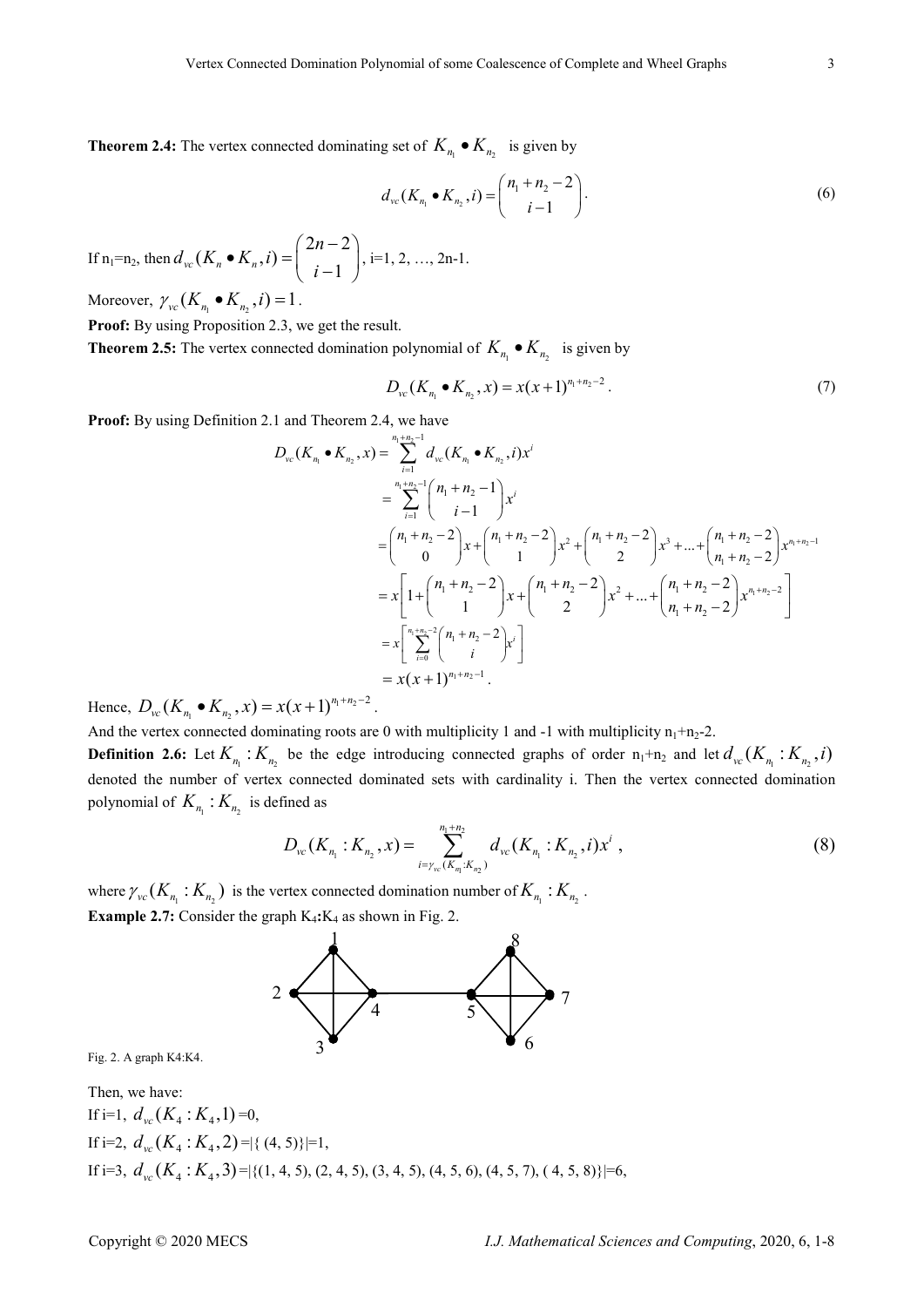**Theorem 2.4:** The vertex connected dominating set of $K_{n_1} \bullet K_{n_2}$ is given by

$$d_{vc}(K_{n_1} \bullet K_{n_2}, i) = \binom{n_1+n_2-2}{i-1}. \tag{6}$$

If $n_1=n_2$, then $d_{vc}(K_n \bullet K_n, i) = \binom{2n-2}{i-1}$, i=1, 2, …, 2n-1.

Moreover, $\gamma_{vc}(K_{n_1} \bullet K_{n_2}, i) = 1$.

**Proof:** By using Proposition 2.3, we get the result.

**Theorem 2.5:** The vertex connected domination polynomial of $K_{n_1} \bullet K_{n_2}$ is given by

$$D_{vc}(K_{n_1} \bullet K_{n_2}, x) = x(x+1)^{n_1+n_2-2}. \tag{7}$$

**Proof:** By using Definition 2.1 and Theorem 2.4, we have

$$\begin{aligned}
D_{vc}(K_{n_1} \bullet K_{n_2}, x) &= \sum_{i=1}^{n_1+n_2-1} d_{vc}(K_{n_1} \bullet K_{n_2}, i)x^i \\
&= \sum_{i=1}^{n_1+n_2-1} \binom{n_1+n_2-1}{i-1} x^i \\
&= \binom{n_1+n_2-2}{0}x + \binom{n_1+n_2-2}{1}x^2 + \binom{n_1+n_2-2}{2}x^3 + ... + \binom{n_1+n_2-2}{n_1+n_2-2}x^{n_1+n_2-1} \\
&= x\left[1 + \binom{n_1+n_2-2}{1}x + \binom{n_1+n_2-2}{2}x^2 + ... + \binom{n_1+n_2-2}{n_1+n_2-2}x^{n_1+n_2-2}\right] \\
&= x\left[\sum_{i=0}^{n_1+n_2-2} \binom{n_1+n_2-2}{i} x^i\right] \\
&= x(x+1)^{n_1+n_2-1}.
\end{aligned}$$

Hence, $D_{vc}(K_{n_1} \bullet K_{n_2}, x) = x(x+1)^{n_1+n_2-2}$.

And the vertex connected dominating roots are 0 with multiplicity 1 and -1 with multiplicity $n_1+n_2-2$.

**Definition 2.6:** Let $K_{n_1} : K_{n_2}$ be the edge introducing connected graphs of order $n_1+n_2$ and let $d_{vc}(K_{n_1} : K_{n_2}, i)$ denoted the number of vertex connected dominated sets with cardinality i. Then the vertex connected domination polynomial of $K_{n_1} : K_{n_2}$ is defined as

$$D_{vc}(K_{n_1} : K_{n_2}, x) = \sum_{i=\gamma_{vc}(K_{n_1}:K_{n_2})}^{n_1+n_2} d_{vc}(K_{n_1} : K_{n_2}, i)x^i, \tag{8}$$

where $\gamma_{vc}(K_{n_1} : K_{n_2})$ is the vertex connected domination number of $K_{n_1} : K_{n_2}$.

**Example 2.7:** Consider the graph $K_4$:$K_4$ as shown in Fig. 2.

Fig. 2. A graph K4:K4.

Then, we have:

If i=1, $d_{vc}(K_4 : K_4, 1)$ =0,

If i=2, $d_{vc}(K_4 : K_4, 2)$ =|{ (4, 5)}|=1,

If i=3, $d_{vc}(K_4 : K_4, 3)$ =|{(1, 4, 5), (2, 4, 5), (3, 4, 5), (4, 5, 6), (4, 5, 7), ( 4, 5, 8)}|=6,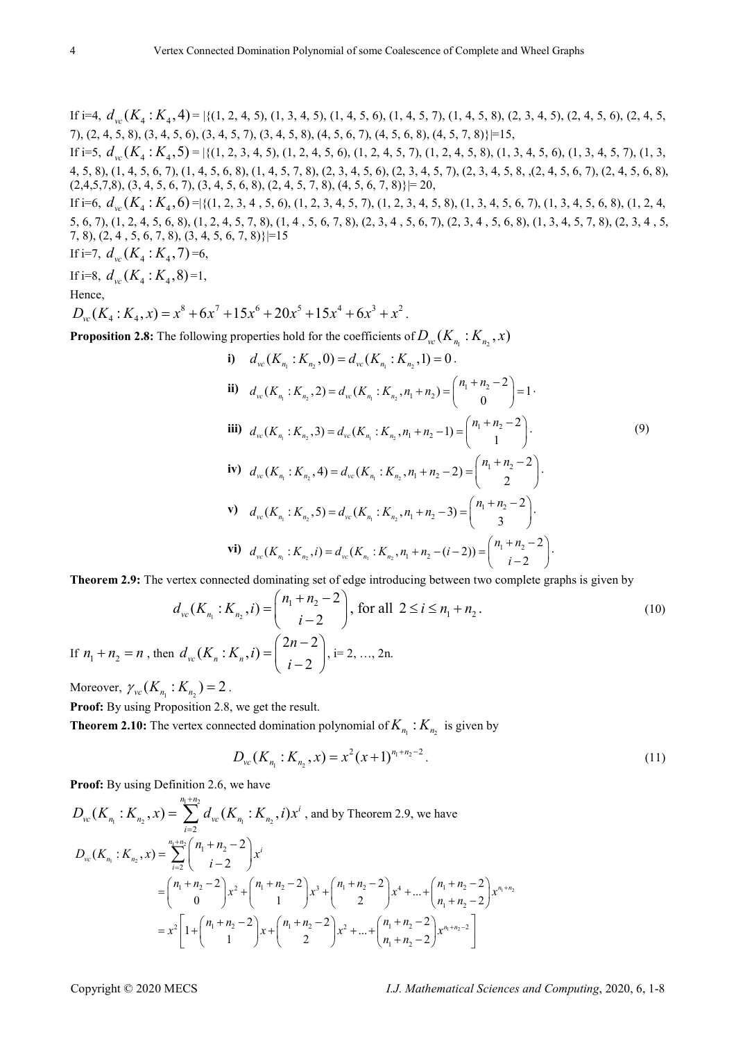If i=4, $d_{vc}(K_4 : K_4, 4)$ = |{(1, 2, 4, 5), (1, 3, 4, 5), (1, 4, 5, 6), (1, 4, 5, 7), (1, 4, 5, 8), (2, 3, 4, 5), (2, 4, 5, 6), (2, 4, 5, 7), (2, 4, 5, 8), (3, 4, 5, 6), (3, 4, 5, 7), (3, 4, 5, 8), (4, 5, 6, 7), (4, 5, 6, 8), (4, 5, 7, 8)}|=15,

If i=5, $d_{vc}(K_4 : K_4, 5)$ = |{(1, 2, 3, 4, 5), (1, 2, 4, 5, 6), (1, 2, 4, 5, 7), (1, 2, 4, 5, 8), (1, 3, 4, 5, 6), (1, 3, 4, 5, 7), (1, 3, 4, 5, 8), (1, 4, 5, 6, 7), (1, 4, 5, 6, 8), (1, 4, 5, 7, 8), (2, 3, 4, 5, 6), (2, 3, 4, 5, 7), (2, 3, 4, 5, 8, ,(2, 4, 5, 6, 7), (2, 4, 5, 6, 8), (2,4,5,7,8), (3, 4, 5, 6, 7), (3, 4, 5, 6, 8), (2, 4, 5, 7, 8), (4, 5, 6, 7, 8)}|= 20,

If i=6, $d_{vc}(K_4 : K_4, 6)$ =|{(1, 2, 3, 4 , 5, 6), (1, 2, 3, 4, 5, 7), (1, 2, 3, 4, 5, 8), (1, 3, 4, 5, 6, 7), (1, 3, 4, 5, 6, 8), (1, 2, 4, 5, 6, 7), (1, 2, 4, 5, 6, 8), (1, 2, 4, 5, 7, 8), (1, 4 , 5, 6, 7, 8), (2, 3, 4 , 5, 6, 7), (2, 3, 4 , 5, 6, 8), (1, 3, 4, 5, 7, 8), (2, 3, 4 , 5, 7, 8), (2, 4 , 5, 6, 7, 8), (3, 4, 5, 6, 7, 8)}|=15

If i=7, $d_{vc}(K_4 : K_4, 7)$ =6,

If i=8, $d_{vc}(K_4 : K_4, 8)$ =1,

Hence,

$D_{vc}(K_4 : K_4, x) = x^8 + 6x^7 + 15x^6 + 20x^5 + 15x^4 + 6x^3 + x^2$.

**Proposition 2.8:** The following properties hold for the coefficients of $D_{vc}(K_{n_1} : K_{n_2}, x)$

$$
\begin{aligned}
&\textbf{i)} \quad d_{vc}(K_{n_1} : K_{n_2}, 0) = d_{vc}(K_{n_1} : K_{n_2}, 1) = 0.\\
&\textbf{ii)} \quad d_{vc}(K_{n_1} : K_{n_2}, 2) = d_{vc}(K_{n_1} : K_{n_2}, n_1 + n_2) = \binom{n_1 + n_2 - 2}{0} = 1.\\
&\textbf{iii)} \quad d_{vc}(K_{n_1} : K_{n_2}, 3) = d_{vc}(K_{n_1} : K_{n_2}, n_1 + n_2 - 1) = \binom{n_1 + n_2 - 2}{1}.\\
&\textbf{iv)} \quad d_{vc}(K_{n_1} : K_{n_2}, 4) = d_{vc}(K_{n_1} : K_{n_2}, n_1 + n_2 - 2) = \binom{n_1 + n_2 - 2}{2}.\\
&\textbf{v)} \quad d_{vc}(K_{n_1} : K_{n_2}, 5) = d_{vc}(K_{n_1} : K_{n_2}, n_1 + n_2 - 3) = \binom{n_1 + n_2 - 2}{3}.\\
&\textbf{vi)} \quad d_{vc}(K_{n_1} : K_{n_2}, i) = d_{vc}(K_{n_1} : K_{n_2}, n_1 + n_2 - (i-2)) = \binom{n_1 + n_2 - 2}{i-2}.
\end{aligned} \tag{9}
$$

**Theorem 2.9:** The vertex connected dominating set of edge introducing between two complete graphs is given by

$$d_{vc}(K_{n_1} : K_{n_2}, i) = \binom{n_1 + n_2 - 2}{i-2}, \text{ for all } 2 \le i \le n_1 + n_2. \tag{10}$$

If $n_1 + n_2 = n$, then $d_{vc}(K_n : K_n, i) = \binom{2n-2}{i-2}$, i= 2, …, 2n.

Moreover, $\gamma_{vc}(K_{n_1} : K_{n_2}) = 2$.

**Proof:** By using Proposition 2.8, we get the result.

**Theorem 2.10:** The vertex connected domination polynomial of $K_{n_1} : K_{n_2}$ is given by

$$D_{vc}(K_{n_1} : K_{n_2}, x) = x^2 (x+1)^{n_1 + n_2 - 2}. \tag{11}$$

**Proof:** By using Definition 2.6, we have

$D_{vc}(K_{n_1} : K_{n_2}, x) = \sum_{i=2}^{n_1+n_2} d_{vc}(K_{n_1} : K_{n_2}, i) x^i$, and by Theorem 2.9, we have

$$
\begin{aligned}
D_{vc}(K_{n_1} : K_{n_2}, x) &= \sum_{i=2}^{n_1+n_2} \binom{n_1 + n_2 - 2}{i-2} x^i \\
&= \binom{n_1 + n_2 - 2}{0} x^2 + \binom{n_1 + n_2 - 2}{1} x^3 + \binom{n_1 + n_2 - 2}{2} x^4 + \ldots + \binom{n_1 + n_2 - 2}{n_1 + n_2 - 2} x^{n_1 + n_2} \\
&= x^2 \left[ 1 + \binom{n_1 + n_2 - 2}{1} x + \binom{n_1 + n_2 - 2}{2} x^2 + \ldots + \binom{n_1 + n_2 - 2}{n_1 + n_2 - 2} x^{n_1 + n_2 - 2} \right]
\end{aligned}
$$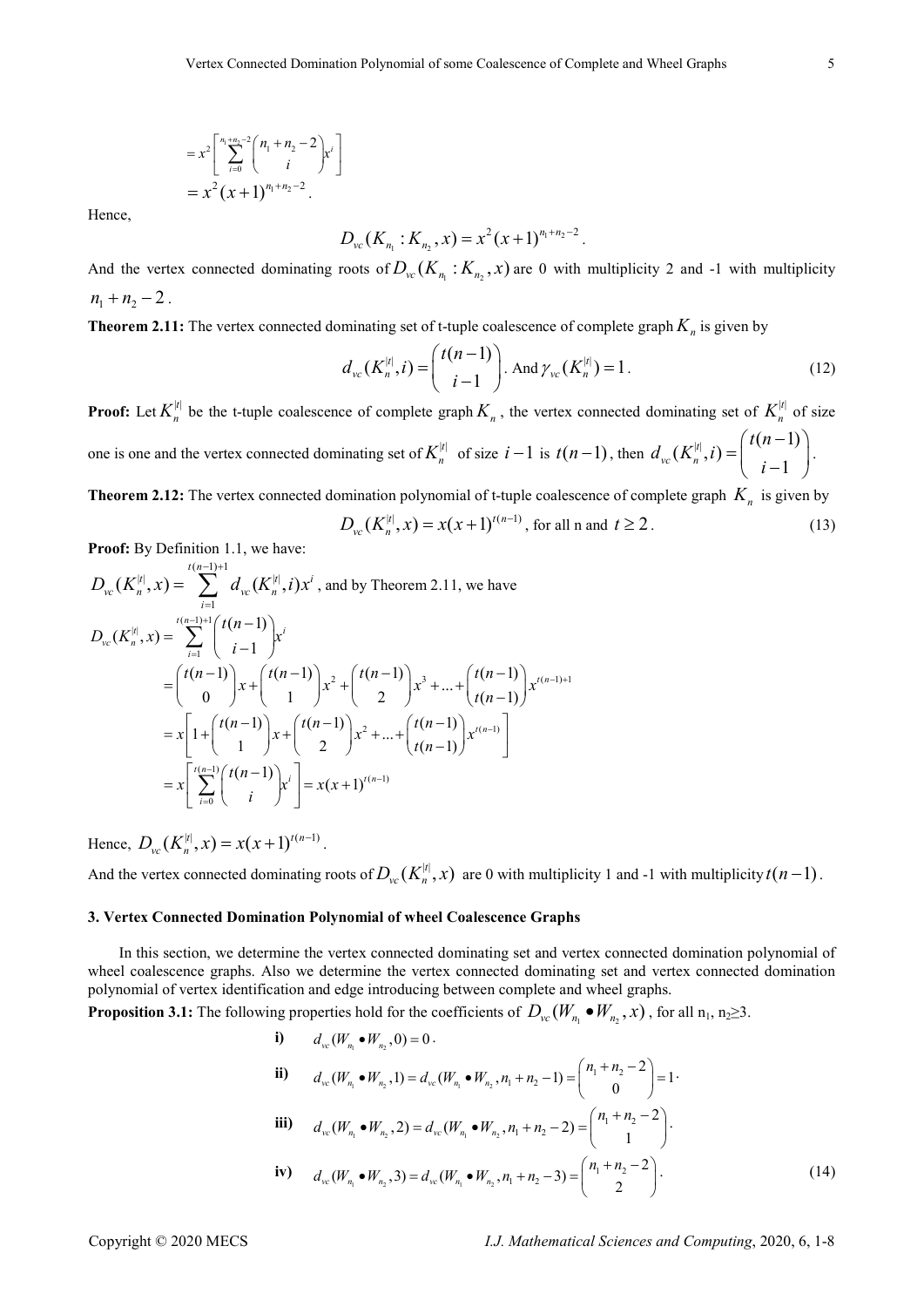$$= x^2 \left[ \sum_{i=0}^{n_1+n_2-2} \binom{n_1+n_2-2}{i} x^i \right]$$

$$= x^2 (x+1)^{n_1+n_2-2}.$$

Hence,

$$D_{vc}(K_{n_1} : K_{n_2}, x) = x^2 (x+1)^{n_1+n_2-2}.$$

And the vertex connected dominating roots of $D_{vc}(K_{n_1} : K_{n_2}, x)$ are 0 with multiplicity 2 and -1 with multiplicity $n_1 + n_2 - 2$.

**Theorem 2.11:** The vertex connected dominating set of t-tuple coalescence of complete graph $K_n$ is given by

$$d_{vc}(K_n^{|t|}, i) = \binom{t(n-1)}{i-1}. \text{ And } \gamma_{vc}(K_n^{|t|}) = 1. \tag{12}$$

**Proof:** Let $K_n^{|t|}$ be the t-tuple coalescence of complete graph $K_n$, the vertex connected dominating set of $K_n^{|t|}$ of size one is one and the vertex connected dominating set of $K_n^{|t|}$ of size $i-1$ is $t(n-1)$, then $d_{vc}(K_n^{|t|}, i) = \binom{t(n-1)}{i-1}$.

**Theorem 2.12:** The vertex connected domination polynomial of t-tuple coalescence of complete graph $K_n$ is given by

$$D_{vc}(K_n^{|t|}, x) = x(x+1)^{t(n-1)}, \text{ for all n and } t \geq 2. \tag{13}$$

**Proof:** By Definition 1.1, we have:

$D_{vc}(K_n^{|t|}, x) = \sum_{i=1}^{t(n-1)+1} d_{vc}(K_n^{|t|}, i) x^i$, and by Theorem 2.11, we have

$$D_{vc}(K_n^{|t|}, x) = \sum_{i=1}^{t(n-1)+1} \binom{t(n-1)}{i-1} x^i$$

$$= \binom{t(n-1)}{0} x + \binom{t(n-1)}{1} x^2 + \binom{t(n-1)}{2} x^3 + \ldots + \binom{t(n-1)}{t(n-1)} x^{t(n-1)+1}$$

$$= x \left[ 1 + \binom{t(n-1)}{1} x + \binom{t(n-1)}{2} x^2 + \ldots + \binom{t(n-1)}{t(n-1)} x^{t(n-1)} \right]$$

$$= x \left[ \sum_{i=0}^{t(n-1)} \binom{t(n-1)}{i} x^i \right] = x(x+1)^{t(n-1)}$$

Hence, $D_{vc}(K_n^{|t|}, x) = x(x+1)^{t(n-1)}$.

And the vertex connected dominating roots of $D_{vc}(K_n^{|t|}, x)$ are 0 with multiplicity 1 and -1 with multiplicity $t(n-1)$.

## 3. Vertex Connected Domination Polynomial of wheel Coalescence Graphs

In this section, we determine the vertex connected dominating set and vertex connected domination polynomial of wheel coalescence graphs. Also we determine the vertex connected dominating set and vertex connected domination polynomial of vertex identification and edge introducing between complete and wheel graphs.

**Proposition 3.1:** The following properties hold for the coefficients of $D_{vc}(W_{n_1} \bullet W_{n_2}, x)$, for all $n_1, n_2 \geq 3$.

i) $d_{vc}(W_{n_1} \bullet W_{n_2}, 0) = 0$.

ii) $d_{vc}(W_{n_1} \bullet W_{n_2}, 1) = d_{vc}(W_{n_1} \bullet W_{n_2}, n_1 + n_2 - 1) = \binom{n_1+n_2-2}{0} = 1$.

iii) $d_{vc}(W_{n_1} \bullet W_{n_2}, 2) = d_{vc}(W_{n_1} \bullet W_{n_2}, n_1 + n_2 - 2) = \binom{n_1+n_2-2}{1}$.

iv) $d_{vc}(W_{n_1} \bullet W_{n_2}, 3) = d_{vc}(W_{n_1} \bullet W_{n_2}, n_1 + n_2 - 3) = \binom{n_1+n_2-2}{2}$. (14)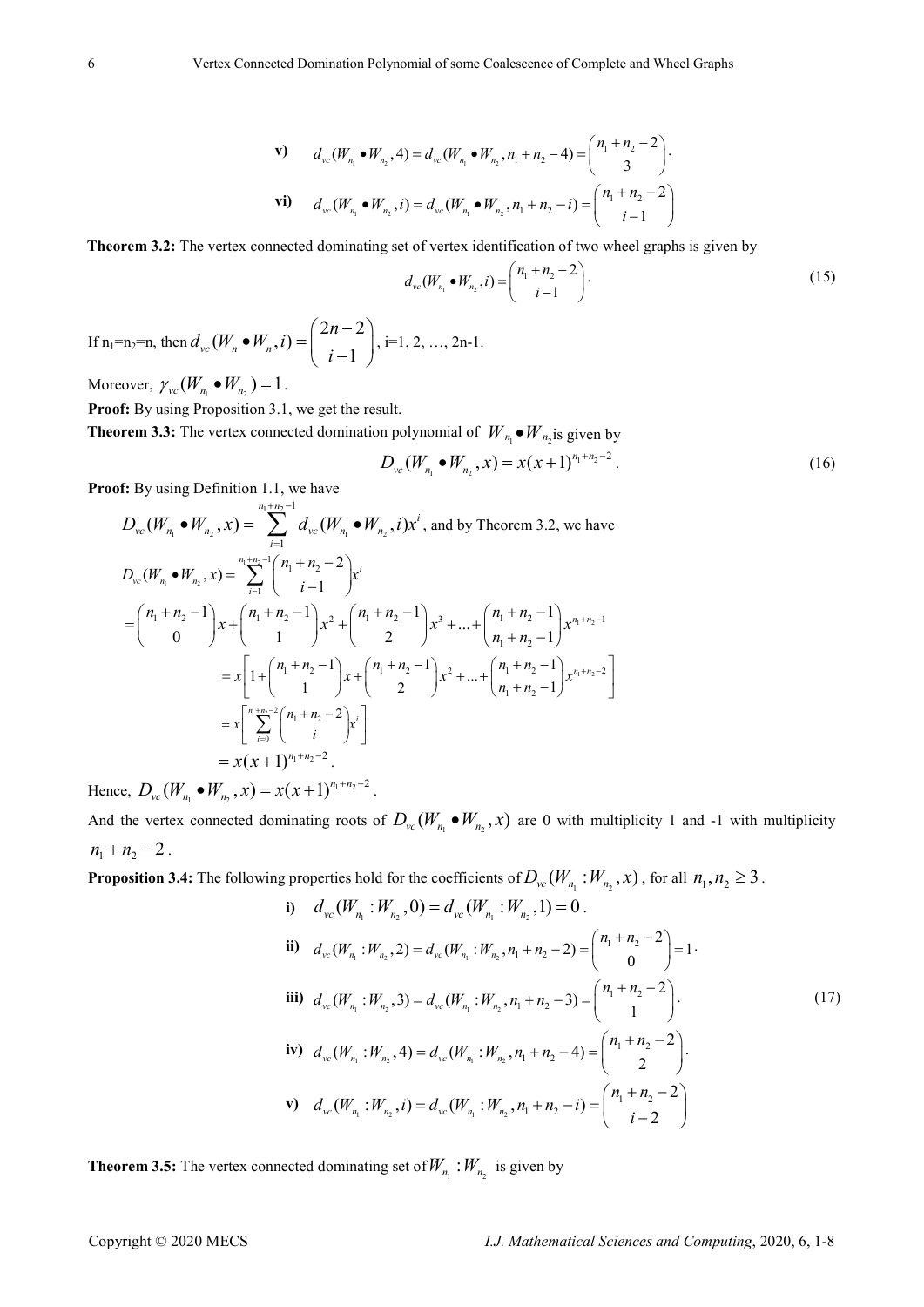**v)** $d_{vc}(W_{n_1} \bullet W_{n_2}, 4) = d_{vc}(W_{n_1} \bullet W_{n_2}, n_1 + n_2 - 4) = \binom{n_1 + n_2 - 2}{3}$.

**vi)** $d_{vc}(W_{n_1} \bullet W_{n_2}, i) = d_{vc}(W_{n_1} \bullet W_{n_2}, n_1 + n_2 - i) = \binom{n_1 + n_2 - 2}{i-1}$

**Theorem 3.2:** The vertex connected dominating set of vertex identification of two wheel graphs is given by

$$d_{vc}(W_{n_1} \bullet W_{n_2}, i) = \binom{n_1 + n_2 - 2}{i-1}. \tag{15}$$

If $n_1=n_2=n$, then $d_{vc}(W_n \bullet W_n, i) = \binom{2n-2}{i-1}$, i=1, 2, …, 2n-1.

Moreover, $\gamma_{vc}(W_{n_1} \bullet W_{n_2}) = 1$.

**Proof:** By using Proposition 3.1, we get the result.

**Theorem 3.3:** The vertex connected domination polynomial of $W_{n_1} \bullet W_{n_2}$ is given by

$$D_{vc}(W_{n_1} \bullet W_{n_2}, x) = x(x+1)^{n_1+n_2-2}. \tag{16}$$

**Proof:** By using Definition 1.1, we have

$D_{vc}(W_{n_1} \bullet W_{n_2}, x) = \sum_{i=1}^{n_1+n_2-1} d_{vc}(W_{n_1} \bullet W_{n_2}, i)x^i$, and by Theorem 3.2, we have

$$\begin{aligned}
D_{vc}(W_{n_1} \bullet W_{n_2}, x) &= \sum_{i=1}^{n_1+n_2-1} \binom{n_1+n_2-2}{i-1} x^i \\
&= \binom{n_1+n_2-1}{0} x + \binom{n_1+n_2-1}{1} x^2 + \binom{n_1+n_2-1}{2} x^3 + \dots + \binom{n_1+n_2-1}{n_1+n_2-1} x^{n_1+n_2-1} \\
&= x\left[1 + \binom{n_1+n_2-1}{1} x + \binom{n_1+n_2-1}{2} x^2 + \dots + \binom{n_1+n_2-1}{n_1+n_2-1} x^{n_1+n_2-2}\right] \\
&= x\left[\sum_{i=0}^{n_1+n_2-2} \binom{n_1+n_2-2}{i} x^i\right] \\
&= x(x+1)^{n_1+n_2-2}.
\end{aligned}$$

Hence, $D_{vc}(W_{n_1} \bullet W_{n_2}, x) = x(x+1)^{n_1+n_2-2}$.

And the vertex connected dominating roots of $D_{vc}(W_{n_1} \bullet W_{n_2}, x)$ are 0 with multiplicity 1 and -1 with multiplicity $n_1 + n_2 - 2$.

**Proposition 3.4:** The following properties hold for the coefficients of $D_{vc}(W_{n_1} : W_{n_2}, x)$, for all $n_1, n_2 \geq 3$.

$$\begin{aligned}
&\textbf{i)} \quad d_{vc}(W_{n_1} : W_{n_2}, 0) = d_{vc}(W_{n_1} : W_{n_2}, 1) = 0. \\
&\textbf{ii)} \quad d_{vc}(W_{n_1} : W_{n_2}, 2) = d_{vc}(W_{n_1} : W_{n_2}, n_1 + n_2 - 2) = \binom{n_1 + n_2 - 2}{0} = 1. \\
&\textbf{iii)} \quad d_{vc}(W_{n_1} : W_{n_2}, 3) = d_{vc}(W_{n_1} : W_{n_2}, n_1 + n_2 - 3) = \binom{n_1 + n_2 - 2}{1}. \\
&\textbf{iv)} \quad d_{vc}(W_{n_1} : W_{n_2}, 4) = d_{vc}(W_{n_1} : W_{n_2}, n_1 + n_2 - 4) = \binom{n_1 + n_2 - 2}{2}. \\
&\textbf{v)} \quad d_{vc}(W_{n_1} : W_{n_2}, i) = d_{vc}(W_{n_1} : W_{n_2}, n_1 + n_2 - i) = \binom{n_1 + n_2 - 2}{i-2}
\end{aligned} \tag{17}$$

**Theorem 3.5:** The vertex connected dominating set of $W_{n_1} : W_{n_2}$ is given by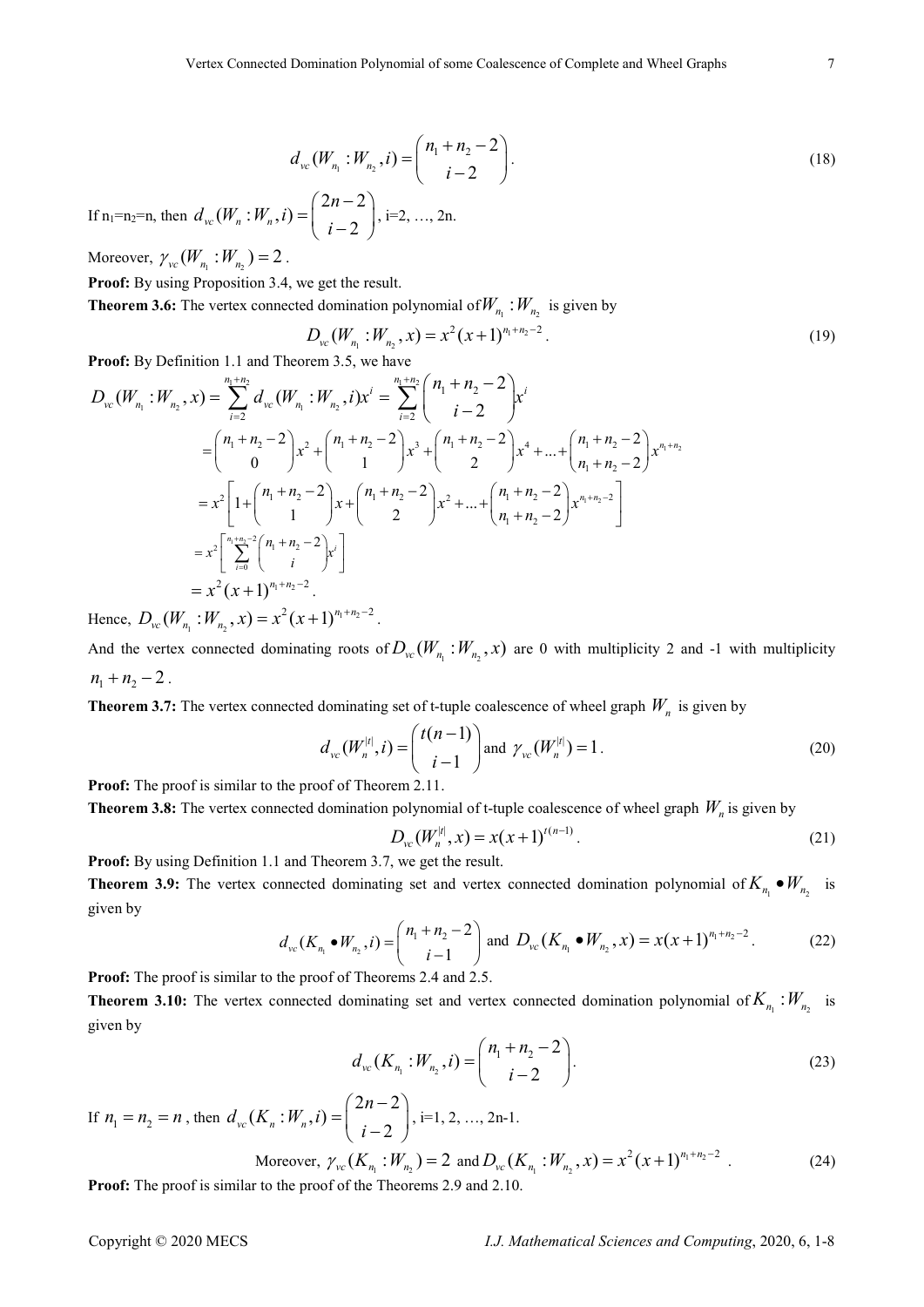$$d_{vc}(W_{n_1} : W_{n_2}, i) = \binom{n_1 + n_2 - 2}{i-2}. \tag{18}$$

If $n_1=n_2=n$, then $d_{vc}(W_n : W_n, i) = \binom{2n-2}{i-2}$, i=2, …, 2n.

Moreover, $\gamma_{vc}(W_{n_1} : W_{n_2}) = 2$.

**Proof:** By using Proposition 3.4, we get the result.

**Theorem 3.6:** The vertex connected domination polynomial of $W_{n_1} : W_{n_2}$ is given by

$$D_{vc}(W_{n_1} : W_{n_2}, x) = x^2(x+1)^{n_1+n_2-2}. \tag{19}$$

**Proof:** By Definition 1.1 and Theorem 3.5, we have

$$\begin{aligned}
D_{vc}(W_{n_1} : W_{n_2}, x) &= \sum_{i=2}^{n_1+n_2} d_{vc}(W_{n_1} : W_{n_2}, i)x^i = \sum_{i=2}^{n_1+n_2} \binom{n_1+n_2-2}{i-2} x^i \\
&= \binom{n_1+n_2-2}{0} x^2 + \binom{n_1+n_2-2}{1} x^3 + \binom{n_1+n_2-2}{2} x^4 + \ldots + \binom{n_1+n_2-2}{n_1+n_2-2} x^{n_1+n_2} \\
&= x^2\left[1 + \binom{n_1+n_2-2}{1} x + \binom{n_1+n_2-2}{2} x^2 + \ldots + \binom{n_1+n_2-2}{n_1+n_2-2} x^{n_1+n_2-2}\right] \\
&= x^2\left[\sum_{i=0}^{n_1+n_2-2} \binom{n_1+n_2-2}{i} x^i\right] \\
&= x^2(x+1)^{n_1+n_2-2}.
\end{aligned}$$

Hence, $D_{vc}(W_{n_1} : W_{n_2}, x) = x^2(x+1)^{n_1+n_2-2}$.

And the vertex connected dominating roots of $D_{vc}(W_{n_1} : W_{n_2}, x)$ are 0 with multiplicity 2 and -1 with multiplicity $n_1 + n_2 - 2$.

**Theorem 3.7:** The vertex connected dominating set of t-tuple coalescence of wheel graph $W_n$ is given by

$$d_{vc}(W_n^{|t|}, i) = \binom{t(n-1)}{i-1} \text{ and } \gamma_{vc}(W_n^{|t|}) = 1. \tag{20}$$

**Proof:** The proof is similar to the proof of Theorem 2.11.

**Theorem 3.8:** The vertex connected domination polynomial of t-tuple coalescence of wheel graph $W_n$ is given by

$$D_{vc}(W_n^{|t|}, x) = x(x+1)^{t(n-1)}. \tag{21}$$

**Proof:** By using Definition 1.1 and Theorem 3.7, we get the result.

**Theorem 3.9:** The vertex connected dominating set and vertex connected domination polynomial of $K_{n_1} \bullet W_{n_2}$ is given by

$$d_{vc}(K_{n_1} \bullet W_{n_2}, i) = \binom{n_1+n_2-2}{i-1} \text{ and } D_{vc}(K_{n_1} \bullet W_{n_2}, x) = x(x+1)^{n_1+n_2-2}. \tag{22}$$

**Proof:** The proof is similar to the proof of Theorems 2.4 and 2.5.

**Theorem 3.10:** The vertex connected dominating set and vertex connected domination polynomial of $K_{n_1} : W_{n_2}$ is given by

$$d_{vc}(K_{n_1} : W_{n_2}, i) = \binom{n_1+n_2-2}{i-2}. \tag{23}$$

If $n_1 = n_2 = n$, then $d_{vc}(K_n : W_n, i) = \binom{2n-2}{i-2}$, i=1, 2, …, 2n-1.

$$\text{Moreover, } \gamma_{vc}(K_{n_1} : W_{n_2}) = 2 \text{ and } D_{vc}(K_{n_1} : W_{n_2}, x) = x^2(x+1)^{n_1+n_2-2}. \tag{24}$$

**Proof:** The proof is similar to the proof of the Theorems 2.9 and 2.10.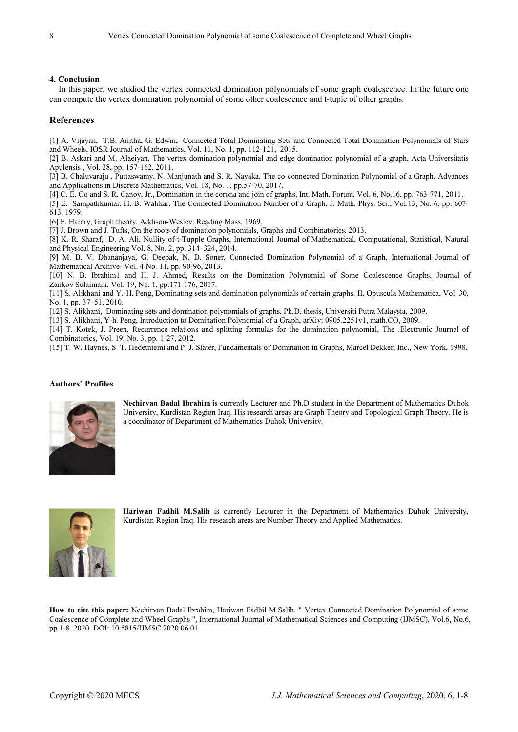### 4. Conclusion

In this paper, we studied the vertex connected domination polynomials of some graph coalescence. In the future one can compute the vertex domination polynomial of some other coalescence and t-tuple of other graphs.

## References

[1] A. Vijayan, T.B. Anitha, G. Edwin, Connected Total Dominating Sets and Connected Total Domination Polynomials of Stars and Wheels, IOSR Journal of Mathematics, Vol. 11, No. 1, pp. 112-121, 2015.

[2] B. Askari and M. Alaeiyan, The vertex domination polynomial and edge domination polynomial of a graph, Acta Universitatis Apulensis , Vol. 28, pp. 157-162, 2011.

[3] B. Chaluvaraju , Puttaswamy, N. Manjunath and S. R. Nayaka, The co-connected Domination Polynomial of a Graph, Advances and Applications in Discrete Mathematics, Vol. 18, No. 1, pp.57-70, 2017.

[4] C. E. Go and S. R. Canoy, Jr., Domination in the corona and join of graphs, Int. Math. Forum, Vol. 6, No.16, pp. 763-771, 2011.

[5] E. Sampathkumar, H. B. Walikar, The Connected Domination Number of a Graph, J. Math. Phys. Sci., Vol.13, No. 6, pp. 607-613, 1979.

[6] F. Harary, Graph theory, Addison-Wesley, Reading Mass, 1969.

[7] J. Brown and J. Tufts, On the roots of domination polynomials, Graphs and Combinatorics, 2013.

[8] K. R. Sharaf, D. A. Ali, Nullity of t-Tupple Graphs, International Journal of Mathematical, Computational, Statistical, Natural and Physical Engineering Vol. 8, No. 2, pp. 314–324, 2014.

[9] M. B. V. Dhananjaya, G. Deepak, N. D. Soner, Connected Domination Polynomial of a Graph, International Journal of Mathematical Archive- Vol. 4 No. 11, pp. 90-96, 2013.

[10] N. B. Ibrahim1 and H. J. Ahmed, Results on the Domination Polynomial of Some Coalescence Graphs, Journal of Zankoy Sulaimani, Vol. 19, No. 1, pp.171-176, 2017.

[11] S. Alikhani and Y.-H. Peng, Dominating sets and domination polynomials of certain graphs. II, Opuscula Mathematica, Vol. 30, No. 1, pp. 37–51, 2010.

[12] S. Alikhani, Dominating sets and domination polynomials of graphs, Ph.D. thesis, Universiti Putra Malaysia, 2009.

[13] S. Alikhani, Y-h. Peng, Introduction to Domination Polynomial of a Graph, arXiv: 0905.2251v1, math.CO, 2009.

[14] T. Kotek, J. Preen, Recurrence relations and splitting formulas for the domination polynomial, The .Electronic Journal of Combinatorics, Vol. 19, No. 3, pp. 1-27, 2012.

[15] T. W. Haynes, S. T. Hedetniemi and P. J. Slater, Fundamentals of Domination in Graphs, Marcel Dekker, Inc., New York, 1998.

### Authors' Profiles

**Nechirvan Badal Ibrahim** is currently Lecturer and Ph.D student in the Department of Mathematics Duhok University, Kurdistan Region Iraq. His research areas are Graph Theory and Topological Graph Theory. He is a coordinator of Department of Mathematics Duhok University.

**Hariwan Fadhil M.Salih** is currently Lecturer in the Department of Mathematics Duhok University, Kurdistan Region Iraq. His research areas are Number Theory and Applied Mathematics.

**How to cite this paper:** Nechirvan Badal Ibrahim, Hariwan Fadhil M.Salih. " Vertex Connected Domination Polynomial of some Coalescence of Complete and Wheel Graphs ", International Journal of Mathematical Sciences and Computing (IJMSC), Vol.6, No.6, pp.1-8, 2020. DOI: 10.5815/IJMSC.2020.06.01